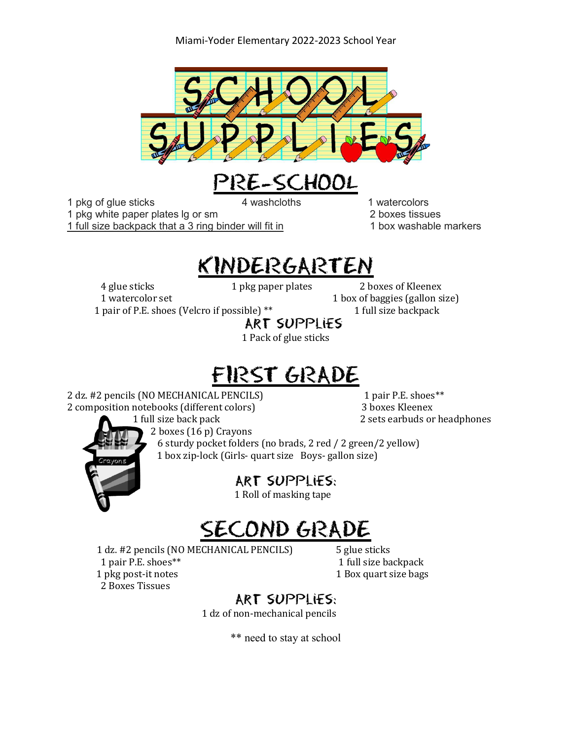Miami-Yoder Elementary 2022-2023 School Year

# SCHOOL SUPPLIES

## PRE-SCHOOL

- 1 pkg of glue sticks
- 1 pkg white paper plates lg or sm
- 1 full size backpack that a 3 ring binder will fit in
- 4 washcloths
- 1 watercolors
- 2 boxes tissues
- 1 box washable markers

## KINDERGARTEN

- 4 glue sticks
- 1 watercolor set
- 1 pair of P.E. shoes (Velcro if possible) **
- 1 pkg paper plates
- 2 boxes of Kleenex
- 1 box of baggies (gallon size)
- 1 full size backpack

### ART SUPPLIES

- 1 Pack of glue sticks

## FIRST GRADE

- 2 dz. #2 pencils (NO MECHANICAL PENCILS)
- 2 composition notebooks (different colors)
- 1 full size back pack
- 2 boxes (16 p) Crayons
- 6 sturdy pocket folders (no brads, 2 red / 2 green/2 yellow)
- 1 box zip-lock (Girls- quart size Boys- gallon size)
- 1 pair P.E. shoes**
- 3 boxes Kleenex
- 2 sets earbuds or headphones

### ART SUPPLIES:

- 1 Roll of masking tape

## SECOND GRADE

- 1 dz. #2 pencils (NO MECHANICAL PENCILS)
- 1 pair P.E. shoes**
- 1 pkg post-it notes
- 2 Boxes Tissues
- 5 glue sticks
- 1 full size backpack
- 1 Box quart size bags

### ART SUPPLIES:

- 1 dz of non-mechanical pencils

** need to stay at school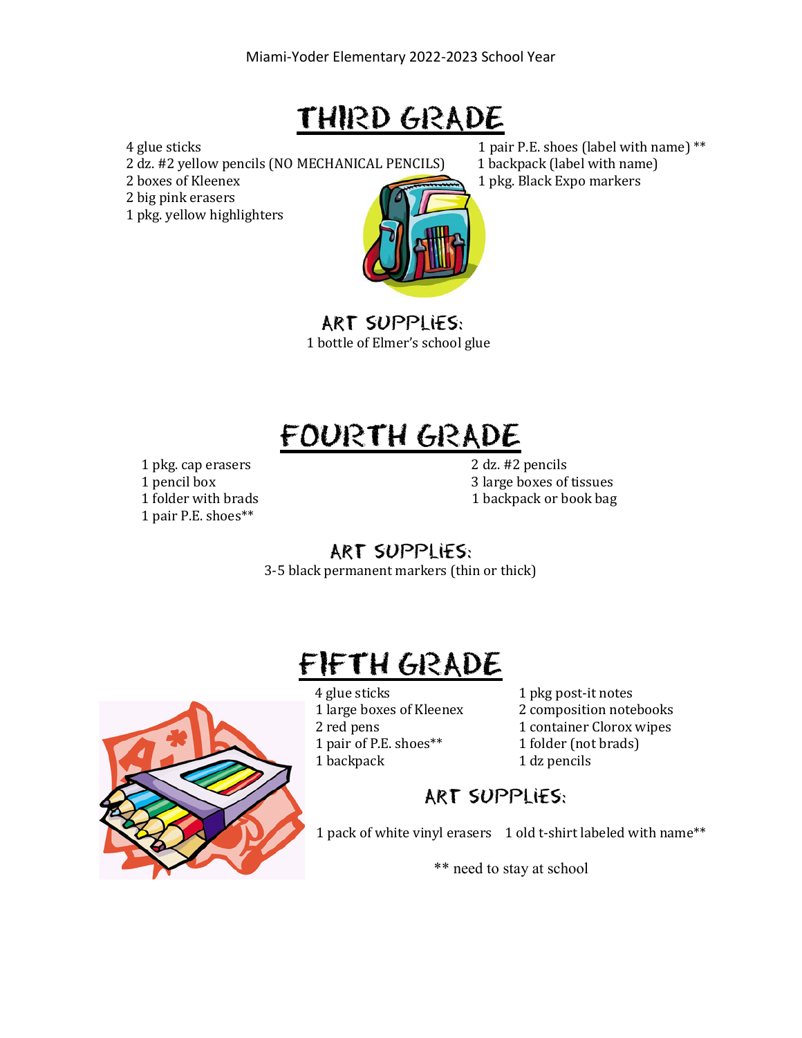Miami-Yoder Elementary 2022-2023 School Year

# THIRD GRADE

- 4 glue sticks
- 2 dz. #2 yellow pencils (NO MECHANICAL PENCILS)
- 2 boxes of Kleenex
- 2 big pink erasers
- 1 pkg. yellow highlighters
- 1 pair P.E. shoes (label with name) **
- 1 backpack (label with name)
- 1 pkg. Black Expo markers

## ART SUPPLIES:

1 bottle of Elmer's school glue

# FOURTH GRADE

- 1 pkg. cap erasers
- 1 pencil box
- 1 folder with brads
- 1 pair P.E. shoes**
- 2 dz. #2 pencils
- 3 large boxes of tissues
- 1 backpack or book bag

## ART SUPPLIES:

3-5 black permanent markers (thin or thick)

# FIFTH GRADE

- 4 glue sticks
- 1 large boxes of Kleenex
- 2 red pens
- 1 pair of P.E. shoes**
- 1 backpack
- 1 pkg post-it notes
- 2 composition notebooks
- 1 container Clorox wipes
- 1 folder (not brads)
- 1 dz pencils

## ART SUPPLIES:

- 1 pack of white vinyl erasers
- 1 old t-shirt labeled with name**

** need to stay at school